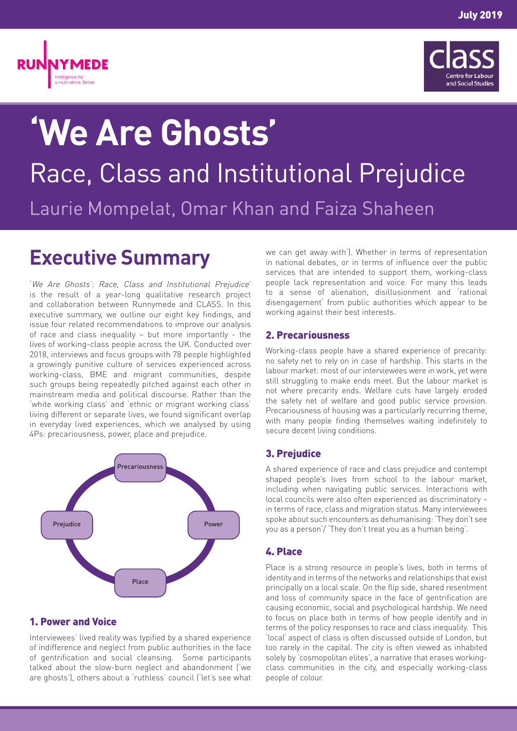July 2019

RUNNYMEDE
Intelligence for a multi-ethnic Britain

class
Centre for Labour and Social Studies

# 'We Are Ghosts'

## Race, Class and Institutional Prejudice

Laurie Mompelat, Omar Khan and Faiza Shaheen

## Executive Summary

'*We Are Ghosts': Race, Class and Institutional Prejudice*' is the result of a year-long qualitative research project and collaboration between Runnymede and CLASS. In this executive summary, we outline our eight key findings, and issue four related recommendations to improve our analysis of race and class inequality – but more importantly - the lives of working-class people across the UK. Conducted over 2018, interviews and focus groups with 78 people highlighted a growingly punitive culture of services experienced across working-class, BME and migrant communities, despite such groups being repeatedly pitched against each other in mainstream media and political discourse. Rather than the 'white working class' and 'ethnic or migrant working class' living different or separate lives, we found significant overlap in everyday lived experiences, which we analysed by using 4Ps: precariousness, power, place and prejudice.

Precariousness

Power

Place

Prejudice

### 1. Power and Voice

Interviewees' lived reality was typified by a shared experience of indifference and neglect from public authorities in the face of gentrification and social cleansing. Some participants talked about the slow-burn neglect and abandonment ('we are ghosts'), others about a 'ruthless' council ('let's see what we can get away with'). Whether in terms of representation in national debates, or in terms of influence over the public services that are intended to support them, working-class people lack representation and voice. For many this leads to a sense of alienation, disillusionment and 'rational disengagement' from public authorities which appear to be working against their best interests.

### 2. Precariousness

Working-class people have a shared experience of precarity: no safety net to rely on in case of hardship. This starts in the labour market: most of our interviewees were in work, yet were still struggling to make ends meet. But the labour market is not where precarity ends. Welfare cuts have largely eroded the safety net of welfare and good public service provision. Precariousness of housing was a particularly recurring theme, with many people finding themselves waiting indefinitely to secure decent living conditions.

### 3. Prejudice

A shared experience of race and class prejudice and contempt shaped people's lives from school to the labour market, including when navigating public services. Interactions with local councils were also often experienced as discriminatory – in terms of race, class and migration status. Many interviewees spoke about such encounters as dehumanising: 'They don't see you as a person'/ 'They don't treat you as a human being'.

### 4. Place

Place is a strong resource in people's lives, both in terms of identity and in terms of the networks and relationships that exist principally on a local scale. On the flip side, shared resentment and loss of community space in the face of gentrification are causing economic, social and psychological hardship. We need to focus on place both in terms of how people identify and in terms of the policy responses to race and class inequality. This 'local' aspect of class is often discussed outside of London, but too rarely in the capital. The city is often viewed as inhabited solely by 'cosmopolitan elites', a narrative that erases working-class communities in the city, and especially working-class people of colour.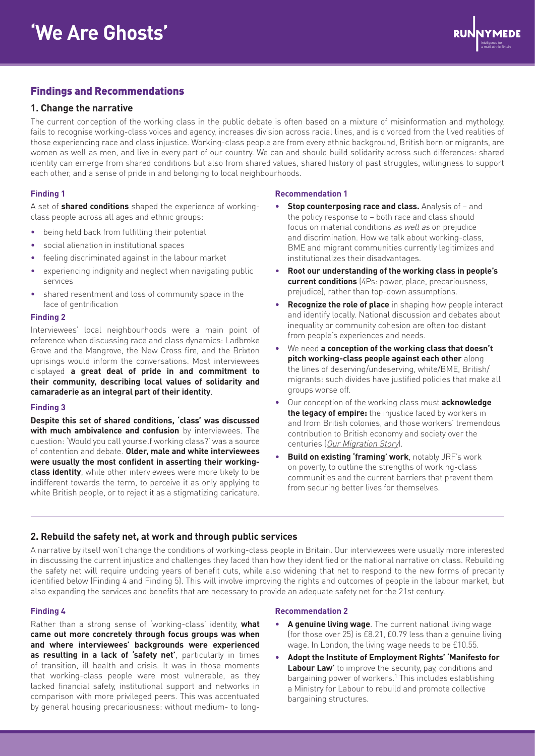## Findings and Recommendations

### 1. Change the narrative

The current conception of the working class in the public debate is often based on a mixture of misinformation and mythology, fails to recognise working-class voices and agency, increases division across racial lines, and is divorced from the lived realities of those experiencing race and class injustice. Working-class people are from every ethnic background, British born or migrants, are women as well as men, and live in every part of our country. We can and should build solidarity across such differences: shared identity can emerge from shared conditions but also from shared values, shared history of past struggles, willingness to support each other, and a sense of pride in and belonging to local neighbourhoods.

#### Finding 1

A set of **shared conditions** shaped the experience of working-class people across all ages and ethnic groups:

- being held back from fulfilling their potential
- social alienation in institutional spaces
- feeling discriminated against in the labour market
- experiencing indignity and neglect when navigating public services
- shared resentment and loss of community space in the face of gentrification

#### Finding 2

Interviewees' local neighbourhoods were a main point of reference when discussing race and class dynamics: Ladbroke Grove and the Mangrove, the New Cross fire, and the Brixton uprisings would inform the conversations. Most interviewees displayed **a great deal of pride in and commitment to their community, describing local values of solidarity and camaraderie as an integral part of their identity**.

#### Finding 3

**Despite this set of shared conditions, 'class' was discussed with much ambivalence and confusion** by interviewees. The question: 'Would you call yourself working class?' was a source of contention and debate. **Older, male and white interviewees were usually the most confident in asserting their working-class identity**, while other interviewees were more likely to be indifferent towards the term, to perceive it as only applying to white British people, or to reject it as a stigmatizing caricature.

#### Recommendation 1

- **Stop counterposing race and class.** Analysis of – and the policy response to – both race and class should focus on material conditions *as well as* on prejudice and discrimination. How we talk about working-class, BME and migrant communities currently legitimizes and institutionalizes their disadvantages.
- **Root our understanding of the working class in people's current conditions** (4Ps: power, place, precariousness, prejudice), rather than top-down assumptions.
- **Recognize the role of place** in shaping how people interact and identify locally. National discussion and debates about inequality or community cohesion are often too distant from people's experiences and needs.
- We need **a conception of the working class that doesn't pitch working-class people against each other** along the lines of deserving/undeserving, white/BME, British/migrants: such divides have justified policies that make all groups worse off.
- Our conception of the working class must **acknowledge the legacy of empire:** the injustice faced by workers in and from British colonies, and those workers' tremendous contribution to British economy and society over the centuries (*Our Migration Story*).
- **Build on existing 'framing' work**, notably JRF's work on poverty, to outline the strengths of working-class communities and the current barriers that prevent them from securing better lives for themselves.

### 2. Rebuild the safety net, at work and through public services

A narrative by itself won't change the conditions of working-class people in Britain. Our interviewees were usually more interested in discussing the current injustice and challenges they faced than how they identified or the national narrative on class. Rebuilding the safety net will require undoing years of benefit cuts, while also widening that net to respond to the new forms of precarity identified below (Finding 4 and Finding 5). This will involve improving the rights and outcomes of people in the labour market, but also expanding the services and benefits that are necessary to provide an adequate safety net for the 21st century.

#### Finding 4

Rather than a strong sense of 'working-class' identity, **what came out more concretely through focus groups was when and where interviewees' backgrounds were experienced as resulting in a lack of 'safety net'**, particularly in times of transition, ill health and crisis. It was in those moments that working-class people were most vulnerable, as they lacked financial safety, institutional support and networks in comparison with more privileged peers. This was accentuated by general housing precariousness: without medium- to long-

#### Recommendation 2

- **A genuine living wage**. The current national living wage (for those over 25) is £8.21, £0.79 less than a genuine living wage. In London, the living wage needs to be £10.55.
- **Adopt the Institute of Employment Rights' 'Manifesto for Labour Law'** to improve the security, pay, conditions and bargaining power of workers.[1] This includes establishing a Ministry for Labour to rebuild and promote collective bargaining structures.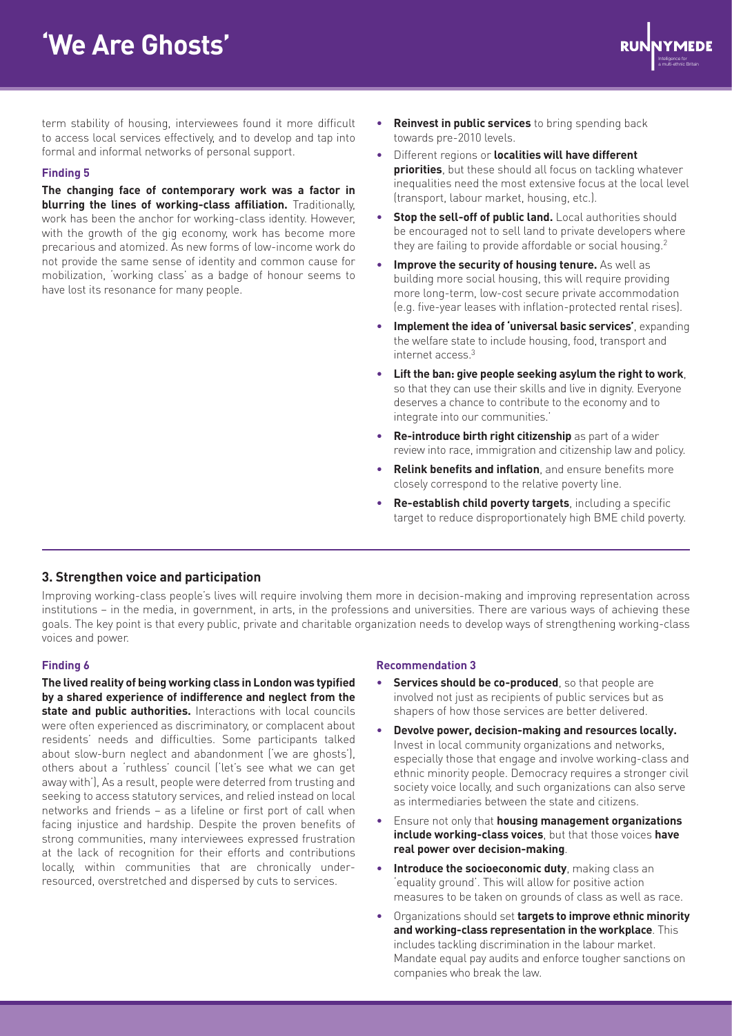term stability of housing, interviewees found it more difficult to access local services effectively, and to develop and tap into formal and informal networks of personal support.

**Finding 5**

**The changing face of contemporary work was a factor in blurring the lines of working-class affiliation.** Traditionally, work has been the anchor for working-class identity. However, with the growth of the gig economy, work has become more precarious and atomized. As new forms of low-income work do not provide the same sense of identity and common cause for mobilization, 'working class' as a badge of honour seems to have lost its resonance for many people.

- **Reinvest in public services** to bring spending back towards pre-2010 levels.
- Different regions or **localities will have different priorities**, but these should all focus on tackling whatever inequalities need the most extensive focus at the local level (transport, labour market, housing, etc.).
- **Stop the sell-off of public land.** Local authorities should be encouraged not to sell land to private developers where they are failing to provide affordable or social housing.[2]
- **Improve the security of housing tenure.** As well as building more social housing, this will require providing more long-term, low-cost secure private accommodation (e.g. five-year leases with inflation-protected rental rises).
- **Implement the idea of 'universal basic services'**, expanding the welfare state to include housing, food, transport and internet access.[3]
- **Lift the ban: give people seeking asylum the right to work**, so that they can use their skills and live in dignity. Everyone deserves a chance to contribute to the economy and to integrate into our communities.'
- **Re-introduce birth right citizenship** as part of a wider review into race, immigration and citizenship law and policy.
- **Relink benefits and inflation**, and ensure benefits more closely correspond to the relative poverty line.
- **Re-establish child poverty targets**, including a specific target to reduce disproportionately high BME child poverty.

## 3. Strengthen voice and participation

Improving working-class people's lives will require involving them more in decision-making and improving representation across institutions – in the media, in government, in arts, in the professions and universities. There are various ways of achieving these goals. The key point is that every public, private and charitable organization needs to develop ways of strengthening working-class voices and power.

**Finding 6**

**The lived reality of being working class in London was typified by a shared experience of indifference and neglect from the state and public authorities.** Interactions with local councils were often experienced as discriminatory, or complacent about residents' needs and difficulties. Some participants talked about slow-burn neglect and abandonment ('we are ghosts'), others about a 'ruthless' council ('let's see what we can get away with'), As a result, people were deterred from trusting and seeking to access statutory services, and relied instead on local networks and friends – as a lifeline or first port of call when facing injustice and hardship. Despite the proven benefits of strong communities, many interviewees expressed frustration at the lack of recognition for their efforts and contributions locally, within communities that are chronically under-resourced, overstretched and dispersed by cuts to services.

**Recommendation 3**

- **Services should be co-produced**, so that people are involved not just as recipients of public services but as shapers of how those services are better delivered.
- **Devolve power, decision-making and resources locally.** Invest in local community organizations and networks, especially those that engage and involve working-class and ethnic minority people. Democracy requires a stronger civil society voice locally, and such organizations can also serve as intermediaries between the state and citizens.
- Ensure not only that **housing management organizations include working-class voices**, but that those voices **have real power over decision-making**.
- **Introduce the socioeconomic duty**, making class an 'equality ground'. This will allow for positive action measures to be taken on grounds of class as well as race.
- Organizations should set **targets to improve ethnic minority and working-class representation in the workplace**. This includes tackling discrimination in the labour market. Mandate equal pay audits and enforce tougher sanctions on companies who break the law.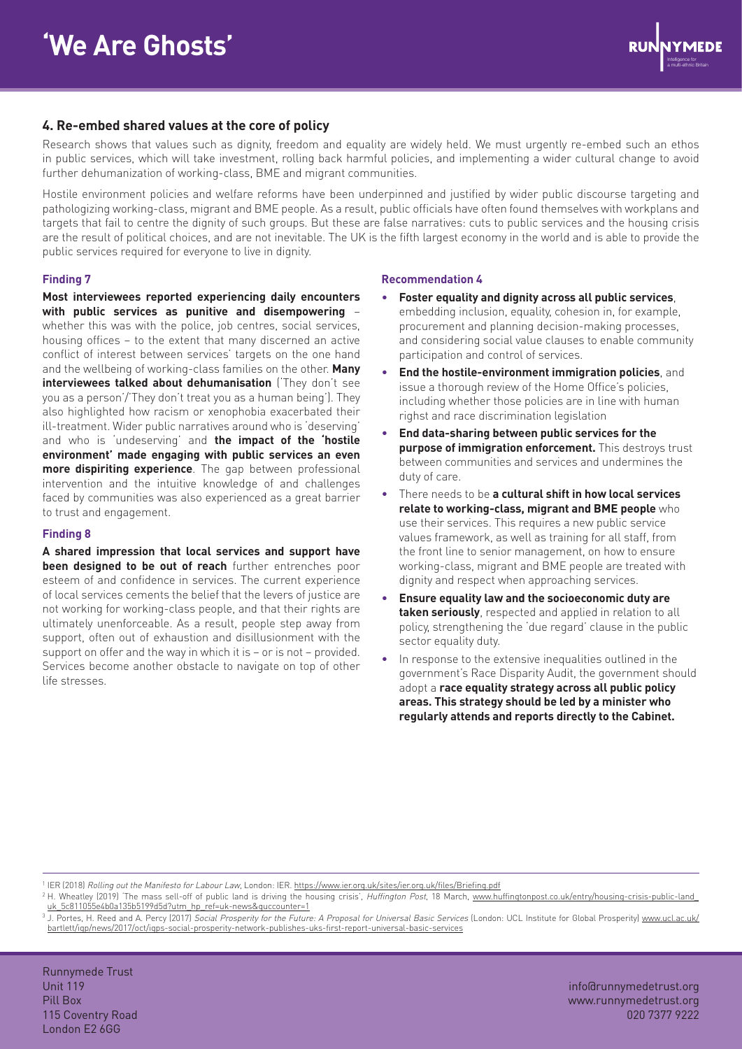## 4. Re-embed shared values at the core of policy

Research shows that values such as dignity, freedom and equality are widely held. We must urgently re-embed such an ethos in public services, which will take investment, rolling back harmful policies, and implementing a wider cultural change to avoid further dehumanization of working-class, BME and migrant communities.

Hostile environment policies and welfare reforms have been underpinned and justified by wider public discourse targeting and pathologizing working-class, migrant and BME people. As a result, public officials have often found themselves with workplans and targets that fail to centre the dignity of such groups. But these are false narratives: cuts to public services and the housing crisis are the result of political choices, and are not inevitable. The UK is the fifth largest economy in the world and is able to provide the public services required for everyone to live in dignity.

### Finding 7

**Most interviewees reported experiencing daily encounters with public services as punitive and disempowering** – whether this was with the police, job centres, social services, housing offices – to the extent that many discerned an active conflict of interest between services' targets on the one hand and the wellbeing of working-class families on the other. **Many interviewees talked about dehumanisation** ('They don't see you as a person'/'They don't treat you as a human being'). They also highlighted how racism or xenophobia exacerbated their ill-treatment. Wider public narratives around who is 'deserving' and who is 'undeserving' and **the impact of the 'hostile environment' made engaging with public services an even more dispiriting experience**. The gap between professional intervention and the intuitive knowledge of and challenges faced by communities was also experienced as a great barrier to trust and engagement.

### Finding 8

**A shared impression that local services and support have been designed to be out of reach** further entrenches poor esteem of and confidence in services. The current experience of local services cements the belief that the levers of justice are not working for working-class people, and that their rights are ultimately unenforceable. As a result, people step away from support, often out of exhaustion and disillusionment with the support on offer and the way in which it is – or is not – provided. Services become another obstacle to navigate on top of other life stresses.

### Recommendation 4

- **Foster equality and dignity across all public services**, embedding inclusion, equality, cohesion in, for example, procurement and planning decision-making processes, and considering social value clauses to enable community participation and control of services.
- **End the hostile-environment immigration policies**, and issue a thorough review of the Home Office's policies, including whether those policies are in line with human righst and race discrimination legislation
- **End data-sharing between public services for the purpose of immigration enforcement.** This destroys trust between communities and services and undermines the duty of care.
- There needs to be **a cultural shift in how local services relate to working-class, migrant and BME people** who use their services. This requires a new public service values framework, as well as training for all staff, from the front line to senior management, on how to ensure working-class, migrant and BME people are treated with dignity and respect when approaching services.
- **Ensure equality law and the socioeconomic duty are taken seriously**, respected and applied in relation to all policy, strengthening the 'due regard' clause in the public sector equality duty.
- In response to the extensive inequalities outlined in the government's Race Disparity Audit, the government should adopt a **race equality strategy across all public policy areas. This strategy should be led by a minister who regularly attends and reports directly to the Cabinet.**

---

[1] IER (2018) *Rolling out the Manifesto for Labour Law*, London: IER. https://www.ier.org.uk/sites/ier.org.uk/files/Briefing.pdf

[2] H. Wheatley (2019) 'The mass sell-off of public land is driving the housing crisis', *Huffington Post*, 18 March, www.huffingtonpost.co.uk/entry/housing-crisis-public-land_uk_5c811055e4b0a135b5199d5d?utm_hp_ref=uk-news&guccounter=1

[3] J. Portes, H. Reed and A. Percy (2017) *Social Prosperity for the Future: A Proposal for Universal Basic Services* (London: UCL Institute for Global Prosperity) www.ucl.ac.uk/bartlett/igp/news/2017/oct/igps-social-prosperity-network-publishes-uks-first-report-universal-basic-services

Runnymede Trust
Unit 119
Pill Box
115 Coventry Road
London E2 6GG

info@runnymedetrust.org
www.runnymedetrust.org
020 7377 9222